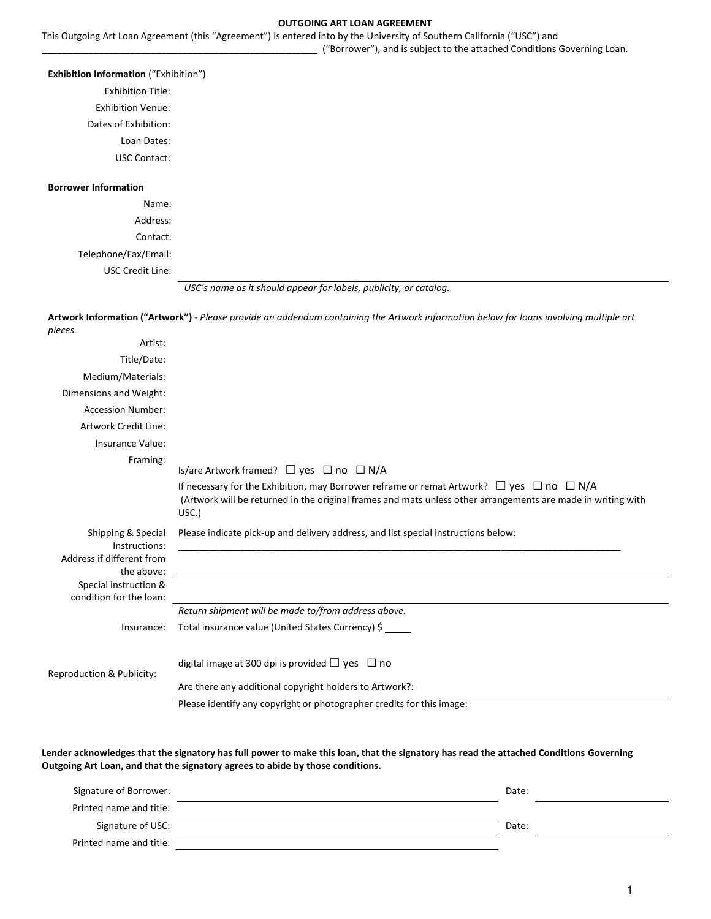# OUTGOING ART LOAN AGREEMENT

This Outgoing Art Loan Agreement (this "Agreement") is entered into by the University of Southern California ("USC") and _______________________________________________________ ("Borrower"), and is subject to the attached Conditions Governing Loan.

**Exhibition Information** ("Exhibition")

Exhibition Title:

Exhibition Venue:

Dates of Exhibition:

Loan Dates:

USC Contact:

**Borrower Information**

Name:

Address:

Contact:

Telephone/Fax/Email:

USC Credit Line: _______________________________________________

*USC's name as it should appear for labels, publicity, or catalog.*

**Artwork Information ("Artwork")** - *Please provide an addendum containing the Artwork information below for loans involving multiple art pieces.*

Artist:

Title/Date:

Medium/Materials:

Dimensions and Weight:

Accession Number:

Artwork Credit Line:

Insurance Value:

Framing:

Is/are Artwork framed? ☐ yes ☐ no ☐ N/A

If necessary for the Exhibition, may Borrower reframe or remat Artwork? ☐ yes ☐ no ☐ N/A
(Artwork will be returned in the original frames and mats unless other arrangements are made in writing with USC.)

Shipping & Special Instructions: Please indicate pick-up and delivery address, and list special instructions below:
_______________________________________________________________________________________

Address if different from the above: _______________________________________________

Special instruction & condition for the loan: _______________________________________________

*Return shipment will be made to/from address above.*

Insurance: Total insurance value (United States Currency) $ _____

Reproduction & Publicity:

digital image at 300 dpi is provided ☐ yes ☐ no

Are there any additional copyright holders to Artwork?: _______________________________________________

Please identify any copyright or photographer credits for this image:

**Lender acknowledges that the signatory has full power to make this loan, that the signatory has read the attached Conditions Governing Outgoing Art Loan, and that the signatory agrees to abide by those conditions.**

Signature of Borrower: _______________________________________________ Date: _______________

Printed name and title: _______________________________________________

Signature of USC: _______________________________________________ Date: _______________

Printed name and title: _______________________________________________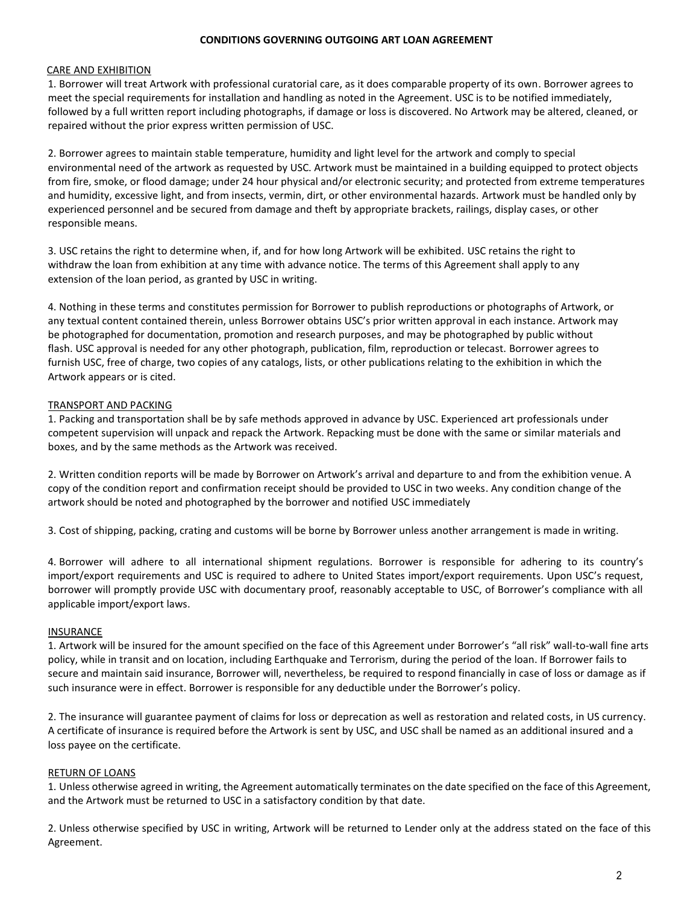# CONDITIONS GOVERNING OUTGOING ART LOAN AGREEMENT

## CARE AND EXHIBITION

1. Borrower will treat Artwork with professional curatorial care, as it does comparable property of its own. Borrower agrees to meet the special requirements for installation and handling as noted in the Agreement. USC is to be notified immediately, followed by a full written report including photographs, if damage or loss is discovered. No Artwork may be altered, cleaned, or repaired without the prior express written permission of USC.

2. Borrower agrees to maintain stable temperature, humidity and light level for the artwork and comply to special environmental need of the artwork as requested by USC. Artwork must be maintained in a building equipped to protect objects from fire, smoke, or flood damage; under 24 hour physical and/or electronic security; and protected from extreme temperatures and humidity, excessive light, and from insects, vermin, dirt, or other environmental hazards. Artwork must be handled only by experienced personnel and be secured from damage and theft by appropriate brackets, railings, display cases, or other responsible means.

3. USC retains the right to determine when, if, and for how long Artwork will be exhibited. USC retains the right to withdraw the loan from exhibition at any time with advance notice. The terms of this Agreement shall apply to any extension of the loan period, as granted by USC in writing.

4. Nothing in these terms and constitutes permission for Borrower to publish reproductions or photographs of Artwork, or any textual content contained therein, unless Borrower obtains USC's prior written approval in each instance. Artwork may be photographed for documentation, promotion and research purposes, and may be photographed by public without flash. USC approval is needed for any other photograph, publication, film, reproduction or telecast. Borrower agrees to furnish USC, free of charge, two copies of any catalogs, lists, or other publications relating to the exhibition in which the Artwork appears or is cited.

## TRANSPORT AND PACKING

1. Packing and transportation shall be by safe methods approved in advance by USC. Experienced art professionals under competent supervision will unpack and repack the Artwork. Repacking must be done with the same or similar materials and boxes, and by the same methods as the Artwork was received.

2. Written condition reports will be made by Borrower on Artwork's arrival and departure to and from the exhibition venue. A copy of the condition report and confirmation receipt should be provided to USC in two weeks. Any condition change of the artwork should be noted and photographed by the borrower and notified USC immediately

3. Cost of shipping, packing, crating and customs will be borne by Borrower unless another arrangement is made in writing.

4. Borrower will adhere to all international shipment regulations. Borrower is responsible for adhering to its country's import/export requirements and USC is required to adhere to United States import/export requirements. Upon USC's request, borrower will promptly provide USC with documentary proof, reasonably acceptable to USC, of Borrower's compliance with all applicable import/export laws.

## INSURANCE

1. Artwork will be insured for the amount specified on the face of this Agreement under Borrower's "all risk" wall-to-wall fine arts policy, while in transit and on location, including Earthquake and Terrorism, during the period of the loan. If Borrower fails to secure and maintain said insurance, Borrower will, nevertheless, be required to respond financially in case of loss or damage as if such insurance were in effect. Borrower is responsible for any deductible under the Borrower's policy.

2. The insurance will guarantee payment of claims for loss or deprecation as well as restoration and related costs, in US currency. A certificate of insurance is required before the Artwork is sent by USC, and USC shall be named as an additional insured and a loss payee on the certificate.

## RETURN OF LOANS

1. Unless otherwise agreed in writing, the Agreement automatically terminates on the date specified on the face of this Agreement, and the Artwork must be returned to USC in a satisfactory condition by that date.

2. Unless otherwise specified by USC in writing, Artwork will be returned to Lender only at the address stated on the face of this Agreement.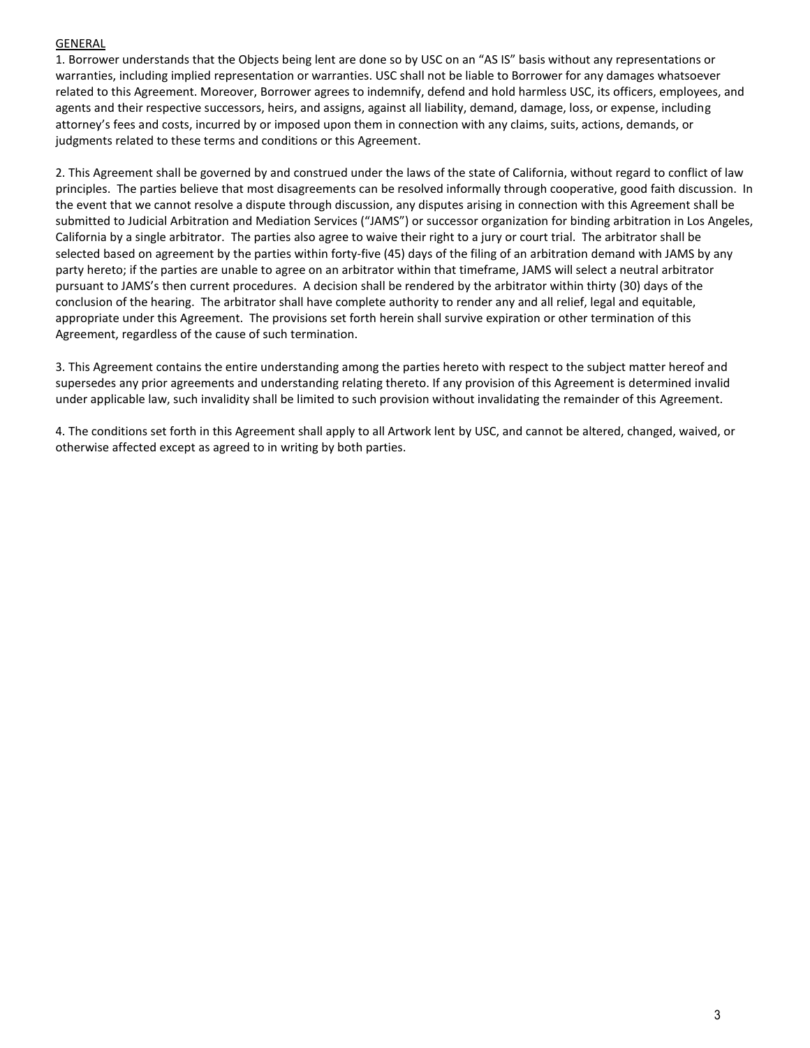## GENERAL

1. Borrower understands that the Objects being lent are done so by USC on an "AS IS" basis without any representations or warranties, including implied representation or warranties. USC shall not be liable to Borrower for any damages whatsoever related to this Agreement. Moreover, Borrower agrees to indemnify, defend and hold harmless USC, its officers, employees, and agents and their respective successors, heirs, and assigns, against all liability, demand, damage, loss, or expense, including attorney's fees and costs, incurred by or imposed upon them in connection with any claims, suits, actions, demands, or judgments related to these terms and conditions or this Agreement.

2. This Agreement shall be governed by and construed under the laws of the state of California, without regard to conflict of law principles. The parties believe that most disagreements can be resolved informally through cooperative, good faith discussion. In the event that we cannot resolve a dispute through discussion, any disputes arising in connection with this Agreement shall be submitted to Judicial Arbitration and Mediation Services ("JAMS") or successor organization for binding arbitration in Los Angeles, California by a single arbitrator. The parties also agree to waive their right to a jury or court trial. The arbitrator shall be selected based on agreement by the parties within forty-five (45) days of the filing of an arbitration demand with JAMS by any party hereto; if the parties are unable to agree on an arbitrator within that timeframe, JAMS will select a neutral arbitrator pursuant to JAMS's then current procedures. A decision shall be rendered by the arbitrator within thirty (30) days of the conclusion of the hearing. The arbitrator shall have complete authority to render any and all relief, legal and equitable, appropriate under this Agreement. The provisions set forth herein shall survive expiration or other termination of this Agreement, regardless of the cause of such termination.

3. This Agreement contains the entire understanding among the parties hereto with respect to the subject matter hereof and supersedes any prior agreements and understanding relating thereto. If any provision of this Agreement is determined invalid under applicable law, such invalidity shall be limited to such provision without invalidating the remainder of this Agreement.

4. The conditions set forth in this Agreement shall apply to all Artwork lent by USC, and cannot be altered, changed, waived, or otherwise affected except as agreed to in writing by both parties.